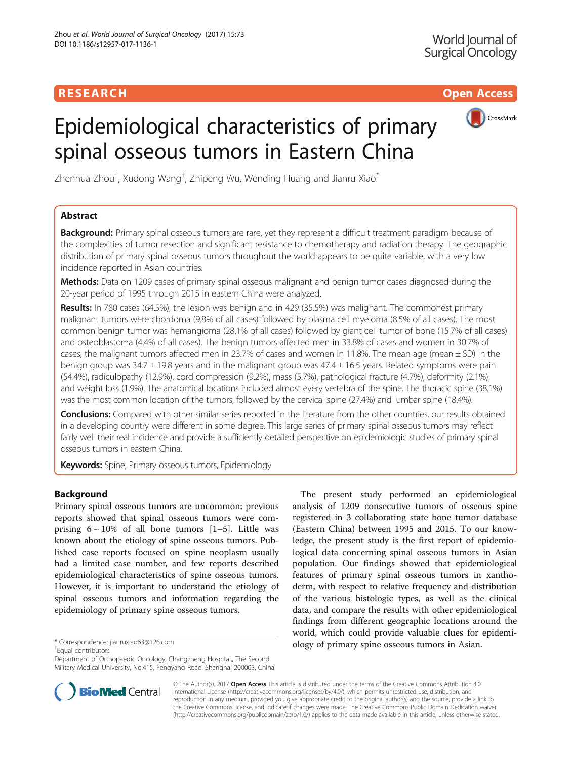# Epidemiological characteristics of primary spinal osseous tumors in Eastern China

Zhenhua Zhou[†], Xudong Wang[†], Zhipeng Wu, Wending Huang and Jianru Xiao[*]

## Abstract

**Background:** Primary spinal osseous tumors are rare, yet they represent a difficult treatment paradigm because of the complexities of tumor resection and significant resistance to chemotherapy and radiation therapy. The geographic distribution of primary spinal osseous tumors throughout the world appears to be quite variable, with a very low incidence reported in Asian countries.

**Methods:** Data on 1209 cases of primary spinal osseous malignant and benign tumor cases diagnosed during the 20-year period of 1995 through 2015 in eastern China were analyzed.

**Results:** In 780 cases (64.5%), the lesion was benign and in 429 (35.5%) was malignant. The commonest primary malignant tumors were chordoma (9.8% of all cases) followed by plasma cell myeloma (8.5% of all cases). The most common benign tumor was hemangioma (28.1% of all cases) followed by giant cell tumor of bone (15.7% of all cases) and osteoblastoma (4.4% of all cases). The benign tumors affected men in 33.8% of cases and women in 30.7% of cases, the malignant tumors affected men in 23.7% of cases and women in 11.8%. The mean age (mean ± SD) in the benign group was 34.7 ± 19.8 years and in the malignant group was 47.4 ± 16.5 years. Related symptoms were pain (54.4%), radiculopathy (12.9%), cord compression (9.2%), mass (5.7%), pathological fracture (4.7%), deformity (2.1%), and weight loss (1.9%). The anatomical locations included almost every vertebra of the spine. The thoracic spine (38.1%) was the most common location of the tumors, followed by the cervical spine (27.4%) and lumbar spine (18.4%).

**Conclusions:** Compared with other similar series reported in the literature from the other countries, our results obtained in a developing country were different in some degree. This large series of primary spinal osseous tumors may reflect fairly well their real incidence and provide a sufficiently detailed perspective on epidemiologic studies of primary spinal osseous tumors in eastern China.

**Keywords:** Spine, Primary osseous tumors, Epidemiology

## Background

Primary spinal osseous tumors are uncommon; previous reports showed that spinal osseous tumors were comprising 6 ~ 10% of all bone tumors [1–5]. Little was known about the etiology of spine osseous tumors. Published case reports focused on spine neoplasm usually had a limited case number, and few reports described epidemiological characteristics of spine osseous tumors. However, it is important to understand the etiology of spinal osseous tumors and information regarding the epidemiology of primary spine osseous tumors.

The present study performed an epidemiological analysis of 1209 consecutive tumors of osseous spine registered in 3 collaborating state bone tumor database (Eastern China) between 1995 and 2015. To our knowledge, the present study is the first report of epidemiological data concerning spinal osseous tumors in Asian population. Our findings showed that epidemiological features of primary spinal osseous tumors in xanthoderm, with respect to relative frequency and distribution of the various histologic types, as well as the clinical data, and compare the results with other epidemiological findings from different geographic locations around the world, which could provide valuable clues for epidemiology of primary spine osseous tumors in Asian.

* Correspondence: jianruxiao63@126.com
[†]Equal contributors
Department of Orthopaedic Oncology, Changzheng Hospital,, The Second Military Medical University, No.415, Fengyang Road, Shanghai 200003, China

© The Author(s). 2017 **Open Access** This article is distributed under the terms of the Creative Commons Attribution 4.0 International License (http://creativecommons.org/licenses/by/4.0/), which permits unrestricted use, distribution, and reproduction in any medium, provided you give appropriate credit to the original author(s) and the source, provide a link to the Creative Commons license, and indicate if changes were made. The Creative Commons Public Domain Dedication waiver (http://creativecommons.org/publicdomain/zero/1.0/) applies to the data made available in this article, unless otherwise stated.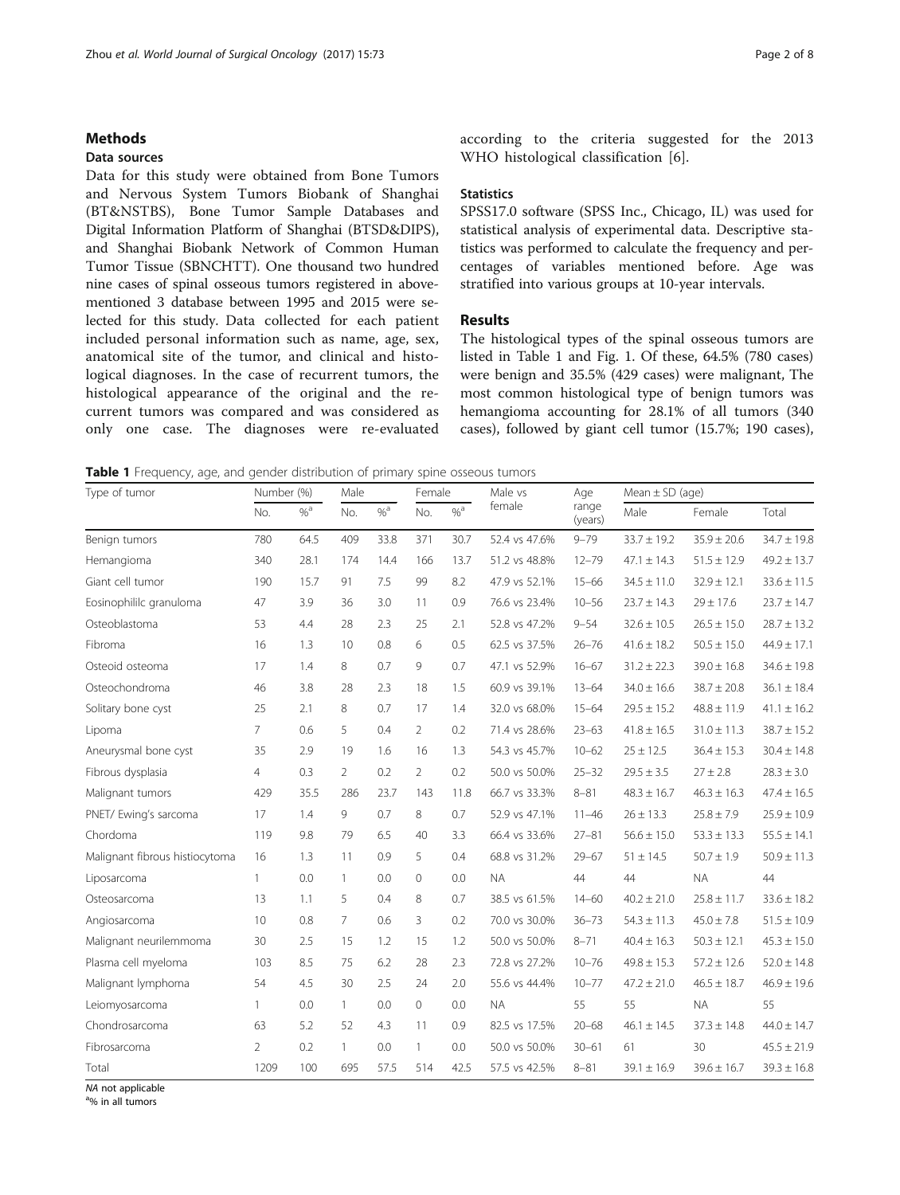## Methods

### Data sources

Data for this study were obtained from Bone Tumors and Nervous System Tumors Biobank of Shanghai (BT&NSTBS), Bone Tumor Sample Databases and Digital Information Platform of Shanghai (BTSD&DIPS), and Shanghai Biobank Network of Common Human Tumor Tissue (SBNCHTT). One thousand two hundred nine cases of spinal osseous tumors registered in above-mentioned 3 database between 1995 and 2015 were selected for this study. Data collected for each patient included personal information such as name, age, sex, anatomical site of the tumor, and clinical and histological diagnoses. In the case of recurrent tumors, the histological appearance of the original and the recurrent tumors was compared and was considered as only one case. The diagnoses were re-evaluated according to the criteria suggested for the 2013 WHO histological classification [6].

### Statistics

SPSS17.0 software (SPSS Inc., Chicago, IL) was used for statistical analysis of experimental data. Descriptive statistics was performed to calculate the frequency and percentages of variables mentioned before. Age was stratified into various groups at 10-year intervals.

## Results

The histological types of the spinal osseous tumors are listed in Table 1 and Fig. 1. Of these, 64.5% (780 cases) were benign and 35.5% (429 cases) were malignant, The most common histological type of benign tumors was hemangioma accounting for 28.1% of all tumors (340 cases), followed by giant cell tumor (15.7%; 190 cases),

**Table 1** Frequency, age, and gender distribution of primary spine osseous tumors

| Type of tumor | Number (%) | | Male | | Female | | Male vs female | Age range (years) | Mean ± SD (age) | | |
|---|---|---|---|---|---|---|---|---|---|---|---|
| | No. | %[a] | No. | %[a] | No. | %[a] | | | Male | Female | Total |
| Benign tumors | 780 | 64.5 | 409 | 33.8 | 371 | 30.7 | 52.4 vs 47.6% | 9–79 | 33.7 ± 19.2 | 35.9 ± 20.6 | 34.7 ± 19.8 |
| Hemangioma | 340 | 28.1 | 174 | 14.4 | 166 | 13.7 | 51.2 vs 48.8% | 12–79 | 47.1 ± 14.3 | 51.5 ± 12.9 | 49.2 ± 13.7 |
| Giant cell tumor | 190 | 15.7 | 91 | 7.5 | 99 | 8.2 | 47.9 vs 52.1% | 15–66 | 34.5 ± 11.0 | 32.9 ± 12.1 | 33.6 ± 11.5 |
| Eosinophililc granuloma | 47 | 3.9 | 36 | 3.0 | 11 | 0.9 | 76.6 vs 23.4% | 10–56 | 23.7 ± 14.3 | 29 ± 17.6 | 23.7 ± 14.7 |
| Osteoblastoma | 53 | 4.4 | 28 | 2.3 | 25 | 2.1 | 52.8 vs 47.2% | 9–54 | 32.6 ± 10.5 | 26.5 ± 15.0 | 28.7 ± 13.2 |
| Fibroma | 16 | 1.3 | 10 | 0.8 | 6 | 0.5 | 62.5 vs 37.5% | 26–76 | 41.6 ± 18.2 | 50.5 ± 15.0 | 44.9 ± 17.1 |
| Osteoid osteoma | 17 | 1.4 | 8 | 0.7 | 9 | 0.7 | 47.1 vs 52.9% | 16–67 | 31.2 ± 22.3 | 39.0 ± 16.8 | 34.6 ± 19.8 |
| Osteochondroma | 46 | 3.8 | 28 | 2.3 | 18 | 1.5 | 60.9 vs 39.1% | 13–64 | 34.0 ± 16.6 | 38.7 ± 20.8 | 36.1 ± 18.4 |
| Solitary bone cyst | 25 | 2.1 | 8 | 0.7 | 17 | 1.4 | 32.0 vs 68.0% | 15–64 | 29.5 ± 15.2 | 48.8 ± 11.9 | 41.1 ± 16.2 |
| Lipoma | 7 | 0.6 | 5 | 0.4 | 2 | 0.2 | 71.4 vs 28.6% | 23–63 | 41.8 ± 16.5 | 31.0 ± 11.3 | 38.7 ± 15.2 |
| Aneurysmal bone cyst | 35 | 2.9 | 19 | 1.6 | 16 | 1.3 | 54.3 vs 45.7% | 10–62 | 25 ± 12.5 | 36.4 ± 15.3 | 30.4 ± 14.8 |
| Fibrous dysplasia | 4 | 0.3 | 2 | 0.2 | 2 | 0.2 | 50.0 vs 50.0% | 25–32 | 29.5 ± 3.5 | 27 ± 2.8 | 28.3 ± 3.0 |
| Malignant tumors | 429 | 35.5 | 286 | 23.7 | 143 | 11.8 | 66.7 vs 33.3% | 8–81 | 48.3 ± 16.7 | 46.3 ± 16.3 | 47.4 ± 16.5 |
| PNET/ Ewing's sarcoma | 17 | 1.4 | 9 | 0.7 | 8 | 0.7 | 52.9 vs 47.1% | 11–46 | 26 ± 13.3 | 25.8 ± 7.9 | 25.9 ± 10.9 |
| Chordoma | 119 | 9.8 | 79 | 6.5 | 40 | 3.3 | 66.4 vs 33.6% | 27–81 | 56.6 ± 15.0 | 53.3 ± 13.3 | 55.5 ± 14.1 |
| Malignant fibrous histiocytoma | 16 | 1.3 | 11 | 0.9 | 5 | 0.4 | 68.8 vs 31.2% | 29–67 | 51 ± 14.5 | 50.7 ± 1.9 | 50.9 ± 11.3 |
| Liposarcoma | 1 | 0.0 | 1 | 0.0 | 0 | 0.0 | NA | 44 | 44 | NA | 44 |
| Osteosarcoma | 13 | 1.1 | 5 | 0.4 | 8 | 0.7 | 38.5 vs 61.5% | 14–60 | 40.2 ± 21.0 | 25.8 ± 11.7 | 33.6 ± 18.2 |
| Angiosarcoma | 10 | 0.8 | 7 | 0.6 | 3 | 0.2 | 70.0 vs 30.0% | 36–73 | 54.3 ± 11.3 | 45.0 ± 7.8 | 51.5 ± 10.9 |
| Malignant neurilemmoma | 30 | 2.5 | 15 | 1.2 | 15 | 1.2 | 50.0 vs 50.0% | 8–71 | 40.4 ± 16.3 | 50.3 ± 12.1 | 45.3 ± 15.0 |
| Plasma cell myeloma | 103 | 8.5 | 75 | 6.2 | 28 | 2.3 | 72.8 vs 27.2% | 10–76 | 49.8 ± 15.3 | 57.2 ± 12.6 | 52.0 ± 14.8 |
| Malignant lymphoma | 54 | 4.5 | 30 | 2.5 | 24 | 2.0 | 55.6 vs 44.4% | 10–77 | 47.2 ± 21.0 | 46.5 ± 18.7 | 46.9 ± 19.6 |
| Leiomyosarcoma | 1 | 0.0 | 1 | 0.0 | 0 | 0.0 | NA | 55 | 55 | NA | 55 |
| Chondrosarcoma | 63 | 5.2 | 52 | 4.3 | 11 | 0.9 | 82.5 vs 17.5% | 20–68 | 46.1 ± 14.5 | 37.3 ± 14.8 | 44.0 ± 14.7 |
| Fibrosarcoma | 2 | 0.2 | 1 | 0.0 | 1 | 0.0 | 50.0 vs 50.0% | 30–61 | 61 | 30 | 45.5 ± 21.9 |
| Total | 1209 | 100 | 695 | 57.5 | 514 | 42.5 | 57.5 vs 42.5% | 8–81 | 39.1 ± 16.9 | 39.6 ± 16.7 | 39.3 ± 16.8 |

*NA* not applicable

[a]% in all tumors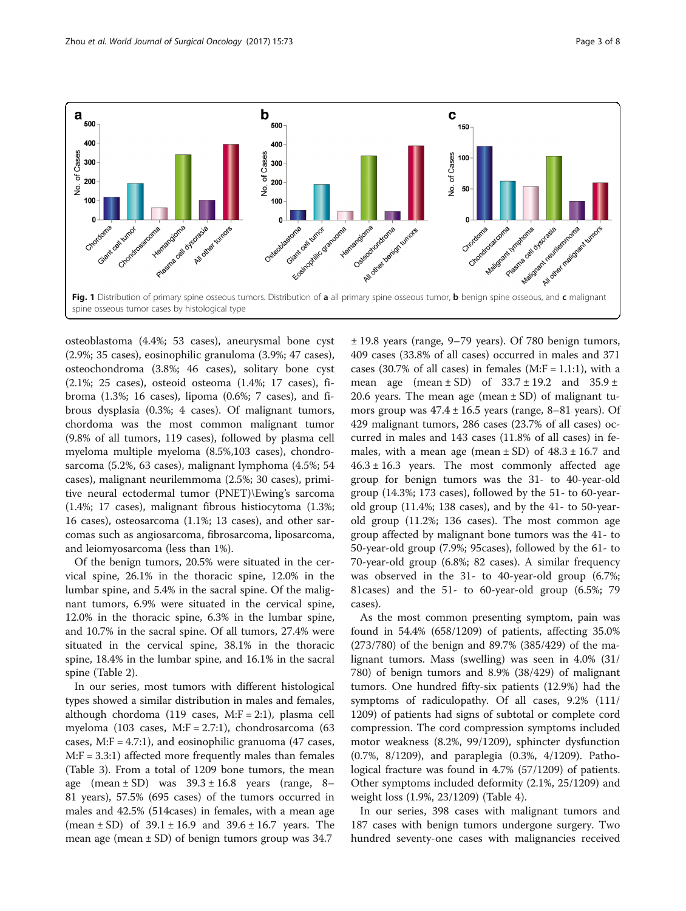**Fig. 1** Distribution of primary spine osseous tumors. Distribution of **a** all primary spine osseous tumor, **b** benign spine osseous, and **c** malignant spine osseous tumor cases by histological type

osteoblastoma (4.4%; 53 cases), aneurysmal bone cyst (2.9%; 35 cases), eosinophilic granuloma (3.9%; 47 cases), osteochondroma (3.8%; 46 cases), solitary bone cyst (2.1%; 25 cases), osteoid osteoma (1.4%; 17 cases), fibroma (1.3%; 16 cases), lipoma (0.6%; 7 cases), and fibrous dysplasia (0.3%; 4 cases). Of malignant tumors, chordoma was the most common malignant tumor (9.8% of all tumors, 119 cases), followed by plasma cell myeloma multiple myeloma (8.5%,103 cases), chondrosarcoma (5.2%, 63 cases), malignant lymphoma (4.5%; 54 cases), malignant neurilemmoma (2.5%; 30 cases), primitive neural ectodermal tumor (PNET)\Ewing's sarcoma (1.4%; 17 cases), malignant fibrous histiocytoma (1.3%; 16 cases), osteosarcoma (1.1%; 13 cases), and other sarcomas such as angiosarcoma, fibrosarcoma, liposarcoma, and leiomyosarcoma (less than 1%).

Of the benign tumors, 20.5% were situated in the cervical spine, 26.1% in the thoracic spine, 12.0% in the lumbar spine, and 5.4% in the sacral spine. Of the malignant tumors, 6.9% were situated in the cervical spine, 12.0% in the thoracic spine, 6.3% in the lumbar spine, and 10.7% in the sacral spine. Of all tumors, 27.4% were situated in the cervical spine, 38.1% in the thoracic spine, 18.4% in the lumbar spine, and 16.1% in the sacral spine (Table 2).

In our series, most tumors with different histological types showed a similar distribution in males and females, although chordoma (119 cases, M:F = 2:1), plasma cell myeloma (103 cases, M:F = 2.7:1), chondrosarcoma (63 cases, M:F = 4.7:1), and eosinophilic granuoma (47 cases, M:F = 3.3:1) affected more frequently males than females (Table 3). From a total of 1209 bone tumors, the mean age (mean ± SD) was 39.3 ± 16.8 years (range, 8–81 years), 57.5% (695 cases) of the tumors occurred in males and 42.5% (514cases) in females, with a mean age (mean ± SD) of 39.1 ± 16.9 and 39.6 ± 16.7 years. The mean age (mean ± SD) of benign tumors group was 34.7 ± 19.8 years (range, 9–79 years). Of 780 benign tumors, 409 cases (33.8% of all cases) occurred in males and 371 cases (30.7% of all cases) in females (M:F = 1.1:1), with a mean age (mean ± SD) of 33.7 ± 19.2 and 35.9 ± 20.6 years. The mean age (mean ± SD) of malignant tumors group was 47.4 ± 16.5 years (range, 8–81 years). Of 429 malignant tumors, 286 cases (23.7% of all cases) occurred in males and 143 cases (11.8% of all cases) in females, with a mean age (mean ± SD) of 48.3 ± 16.7 and 46.3 ± 16.3 years. The most commonly affected age group for benign tumors was the 31- to 40-year-old group (14.3%; 173 cases), followed by the 51- to 60-year-old group (11.4%; 138 cases), and by the 41- to 50-year-old group (11.2%; 136 cases). The most common age group affected by malignant bone tumors was the 41- to 50-year-old group (7.9%; 95cases), followed by the 61- to 70-year-old group (6.8%; 82 cases). A similar frequency was observed in the 31- to 40-year-old group (6.7%; 81cases) and the 51- to 60-year-old group (6.5%; 79 cases).

As the most common presenting symptom, pain was found in 54.4% (658/1209) of patients, affecting 35.0% (273/780) of the benign and 89.7% (385/429) of the malignant tumors. Mass (swelling) was seen in 4.0% (31/780) of benign tumors and 8.9% (38/429) of malignant tumors. One hundred fifty-six patients (12.9%) had the symptoms of radiculopathy. Of all cases, 9.2% (111/1209) of patients had signs of subtotal or complete cord compression. The cord compression symptoms included motor weakness (8.2%, 99/1209), sphincter dysfunction (0.7%, 8/1209), and paraplegia (0.3%, 4/1209). Pathological fracture was found in 4.7% (57/1209) of patients. Other symptoms included deformity (2.1%, 25/1209) and weight loss (1.9%, 23/1209) (Table 4).

In our series, 398 cases with malignant tumors and 187 cases with benign tumors undergone surgery. Two hundred seventy-one cases with malignancies received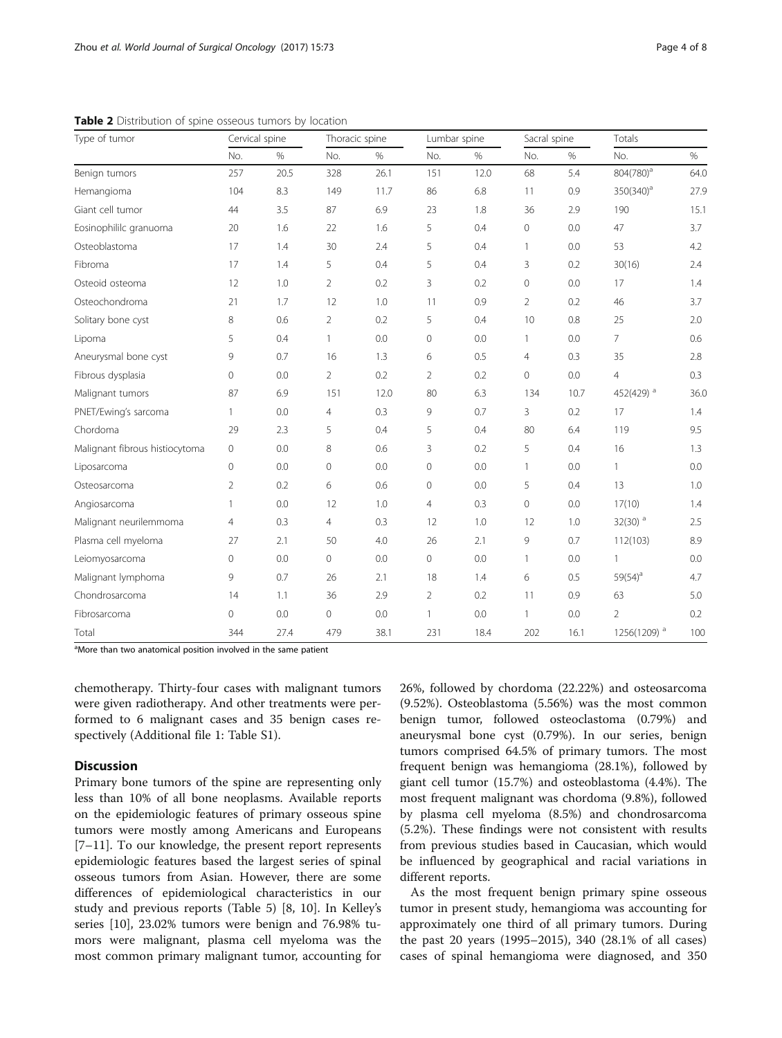**Table 2** Distribution of spine osseous tumors by location

| Type of tumor | Cervical spine | | Thoracic spine | | Lumbar spine | | Sacral spine | | Totals | |
|---|---|---|---|---|---|---|---|---|---|---|
| | No. | % | No. | % | No. | % | No. | % | No. | % |
| Benign tumors | 257 | 20.5 | 328 | 26.1 | 151 | 12.0 | 68 | 5.4 | 804(780)[a] | 64.0 |
| Hemangioma | 104 | 8.3 | 149 | 11.7 | 86 | 6.8 | 11 | 0.9 | 350(340)[a] | 27.9 |
| Giant cell tumor | 44 | 3.5 | 87 | 6.9 | 23 | 1.8 | 36 | 2.9 | 190 | 15.1 |
| Eosinophililc granuoma | 20 | 1.6 | 22 | 1.6 | 5 | 0.4 | 0 | 0.0 | 47 | 3.7 |
| Osteoblastoma | 17 | 1.4 | 30 | 2.4 | 5 | 0.4 | 1 | 0.0 | 53 | 4.2 |
| Fibroma | 17 | 1.4 | 5 | 0.4 | 5 | 0.4 | 3 | 0.2 | 30(16) | 2.4 |
| Osteoid osteoma | 12 | 1.0 | 2 | 0.2 | 3 | 0.2 | 0 | 0.0 | 17 | 1.4 |
| Osteochondroma | 21 | 1.7 | 12 | 1.0 | 11 | 0.9 | 2 | 0.2 | 46 | 3.7 |
| Solitary bone cyst | 8 | 0.6 | 2 | 0.2 | 5 | 0.4 | 10 | 0.8 | 25 | 2.0 |
| Lipoma | 5 | 0.4 | 1 | 0.0 | 0 | 0.0 | 1 | 0.0 | 7 | 0.6 |
| Aneurysmal bone cyst | 9 | 0.7 | 16 | 1.3 | 6 | 0.5 | 4 | 0.3 | 35 | 2.8 |
| Fibrous dysplasia | 0 | 0.0 | 2 | 0.2 | 2 | 0.2 | 0 | 0.0 | 4 | 0.3 |
| Malignant tumors | 87 | 6.9 | 151 | 12.0 | 80 | 6.3 | 134 | 10.7 | 452(429) [a] | 36.0 |
| PNET/Ewing's sarcoma | 1 | 0.0 | 4 | 0.3 | 9 | 0.7 | 3 | 0.2 | 17 | 1.4 |
| Chordoma | 29 | 2.3 | 5 | 0.4 | 5 | 0.4 | 80 | 6.4 | 119 | 9.5 |
| Malignant fibrous histiocytoma | 0 | 0.0 | 8 | 0.6 | 3 | 0.2 | 5 | 0.4 | 16 | 1.3 |
| Liposarcoma | 0 | 0.0 | 0 | 0.0 | 0 | 0.0 | 1 | 0.0 | 1 | 0.0 |
| Osteosarcoma | 2 | 0.2 | 6 | 0.6 | 0 | 0.0 | 5 | 0.4 | 13 | 1.0 |
| Angiosarcoma | 1 | 0.0 | 12 | 1.0 | 4 | 0.3 | 0 | 0.0 | 17(10) | 1.4 |
| Malignant neurilemmoma | 4 | 0.3 | 4 | 0.3 | 12 | 1.0 | 12 | 1.0 | 32(30) [a] | 2.5 |
| Plasma cell myeloma | 27 | 2.1 | 50 | 4.0 | 26 | 2.1 | 9 | 0.7 | 112(103) | 8.9 |
| Leiomyosarcoma | 0 | 0.0 | 0 | 0.0 | 0 | 0.0 | 1 | 0.0 | 1 | 0.0 |
| Malignant lymphoma | 9 | 0.7 | 26 | 2.1 | 18 | 1.4 | 6 | 0.5 | 59(54)[a] | 4.7 |
| Chondrosarcoma | 14 | 1.1 | 36 | 2.9 | 2 | 0.2 | 11 | 0.9 | 63 | 5.0 |
| Fibrosarcoma | 0 | 0.0 | 0 | 0.0 | 1 | 0.0 | 1 | 0.0 | 2 | 0.2 |
| Total | 344 | 27.4 | 479 | 38.1 | 231 | 18.4 | 202 | 16.1 | 1256(1209) [a] | 100 |

[a]More than two anatomical position involved in the same patient

chemotherapy. Thirty-four cases with malignant tumors were given radiotherapy. And other treatments were performed to 6 malignant cases and 35 benign cases respectively (Additional file 1: Table S1).

## Discussion

Primary bone tumors of the spine are representing only less than 10% of all bone neoplasms. Available reports on the epidemiologic features of primary osseous spine tumors were mostly among Americans and Europeans [7–11]. To our knowledge, the present report represents epidemiologic features based the largest series of spinal osseous tumors from Asian. However, there are some differences of epidemiological characteristics in our study and previous reports (Table 5) [8, 10]. In Kelley's series [10], 23.02% tumors were benign and 76.98% tumors were malignant, plasma cell myeloma was the most common primary malignant tumor, accounting for 26%, followed by chordoma (22.22%) and osteosarcoma (9.52%). Osteoblastoma (5.56%) was the most common benign tumor, followed osteoclastoma (0.79%) and aneurysmal bone cyst (0.79%). In our series, benign tumors comprised 64.5% of primary tumors. The most frequent benign was hemangioma (28.1%), followed by giant cell tumor (15.7%) and osteoblastoma (4.4%). The most frequent malignant was chordoma (9.8%), followed by plasma cell myeloma (8.5%) and chondrosarcoma (5.2%). These findings were not consistent with results from previous studies based in Caucasian, which would be influenced by geographical and racial variations in different reports.

As the most frequent benign primary spine osseous tumor in present study, hemangioma was accounting for approximately one third of all primary tumors. During the past 20 years (1995–2015), 340 (28.1% of all cases) cases of spinal hemangioma were diagnosed, and 350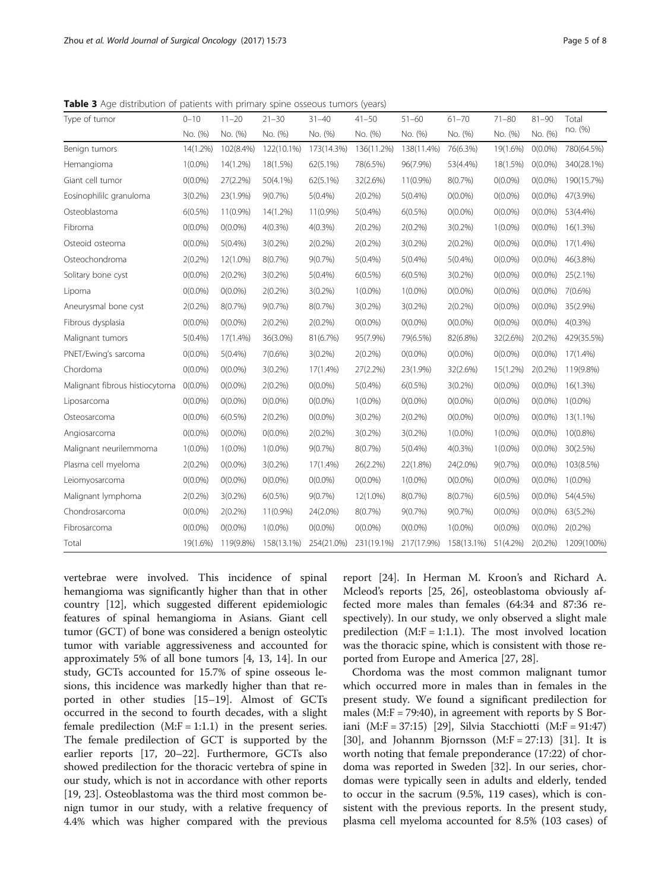**Table 3** Age distribution of patients with primary spine osseous tumors (years)

| Type of tumor | 0–10 | 11–20 | 21–30 | 31–40 | 41–50 | 51–60 | 61–70 | 71–80 | 81–90 | Total no. (%) |
|---|---|---|---|---|---|---|---|---|---|---|
| | No. (%) | No. (%) | No. (%) | No. (%) | No. (%) | No. (%) | No. (%) | No. (%) | No. (%) | |
| Benign tumors | 14(1.2%) | 102(8.4%) | 122(10.1%) | 173(14.3%) | 136(11.2%) | 138(11.4%) | 76(6.3%) | 19(1.6%) | 0(0.0%) | 780(64.5%) |
| Hemangioma | 1(0.0%) | 14(1.2%) | 18(1.5%) | 62(5.1%) | 78(6.5%) | 96(7.9%) | 53(4.4%) | 18(1.5%) | 0(0.0%) | 340(28.1%) |
| Giant cell tumor | 0(0.0%) | 27(2.2%) | 50(4.1%) | 62(5.1%) | 32(2.6%) | 11(0.9%) | 8(0.7%) | 0(0.0%) | 0(0.0%) | 190(15.7%) |
| Eosinophililc granuloma | 3(0.2%) | 23(1.9%) | 9(0.7%) | 5(0.4%) | 2(0.2%) | 5(0.4%) | 0(0.0%) | 0(0.0%) | 0(0.0%) | 47(3.9%) |
| Osteoblastoma | 6(0.5%) | 11(0.9%) | 14(1.2%) | 11(0.9%) | 5(0.4%) | 6(0.5%) | 0(0.0%) | 0(0.0%) | 0(0.0%) | 53(4.4%) |
| Fibroma | 0(0.0%) | 0(0.0%) | 4(0.3%) | 4(0.3%) | 2(0.2%) | 2(0.2%) | 3(0.2%) | 1(0.0%) | 0(0.0%) | 16(1.3%) |
| Osteoid osteoma | 0(0.0%) | 5(0.4%) | 3(0.2%) | 2(0.2%) | 2(0.2%) | 3(0.2%) | 2(0.2%) | 0(0.0%) | 0(0.0%) | 17(1.4%) |
| Osteochondroma | 2(0.2%) | 12(1.0%) | 8(0.7%) | 9(0.7%) | 5(0.4%) | 5(0.4%) | 5(0.4%) | 0(0.0%) | 0(0.0%) | 46(3.8%) |
| Solitary bone cyst | 0(0.0%) | 2(0.2%) | 3(0.2%) | 5(0.4%) | 6(0.5%) | 6(0.5%) | 3(0.2%) | 0(0.0%) | 0(0.0%) | 25(2.1%) |
| Lipoma | 0(0.0%) | 0(0.0%) | 2(0.2%) | 3(0.2%) | 1(0.0%) | 1(0.0%) | 0(0.0%) | 0(0.0%) | 0(0.0%) | 7(0.6%) |
| Aneurysmal bone cyst | 2(0.2%) | 8(0.7%) | 9(0.7%) | 8(0.7%) | 3(0.2%) | 3(0.2%) | 2(0.2%) | 0(0.0%) | 0(0.0%) | 35(2.9%) |
| Fibrous dysplasia | 0(0.0%) | 0(0.0%) | 2(0.2%) | 2(0.2%) | 0(0.0%) | 0(0.0%) | 0(0.0%) | 0(0.0%) | 0(0.0%) | 4(0.3%) |
| Malignant tumors | 5(0.4%) | 17(1.4%) | 36(3.0%) | 81(6.7%) | 95(7.9%) | 79(6.5%) | 82(6.8%) | 32(2.6%) | 2(0.2%) | 429(35.5%) |
| PNET/Ewing's sarcoma | 0(0.0%) | 5(0.4%) | 7(0.6%) | 3(0.2%) | 2(0.2%) | 0(0.0%) | 0(0.0%) | 0(0.0%) | 0(0.0%) | 17(1.4%) |
| Chordoma | 0(0.0%) | 0(0.0%) | 3(0.2%) | 17(1.4%) | 27(2.2%) | 23(1.9%) | 32(2.6%) | 15(1.2%) | 2(0.2%) | 119(9.8%) |
| Malignant fibrous histiocytoma | 0(0.0%) | 0(0.0%) | 2(0.2%) | 0(0.0%) | 5(0.4%) | 6(0.5%) | 3(0.2%) | 0(0.0%) | 0(0.0%) | 16(1.3%) |
| Liposarcoma | 0(0.0%) | 0(0.0%) | 0(0.0%) | 0(0.0%) | 1(0.0%) | 0(0.0%) | 0(0.0%) | 0(0.0%) | 0(0.0%) | 1(0.0%) |
| Osteosarcoma | 0(0.0%) | 6(0.5%) | 2(0.2%) | 0(0.0%) | 3(0.2%) | 2(0.2%) | 0(0.0%) | 0(0.0%) | 0(0.0%) | 13(1.1%) |
| Angiosarcoma | 0(0.0%) | 0(0.0%) | 0(0.0%) | 2(0.2%) | 3(0.2%) | 3(0.2%) | 1(0.0%) | 1(0.0%) | 0(0.0%) | 10(0.8%) |
| Malignant neurilemmoma | 1(0.0%) | 1(0.0%) | 1(0.0%) | 9(0.7%) | 8(0.7%) | 5(0.4%) | 4(0.3%) | 1(0.0%) | 0(0.0%) | 30(2.5%) |
| Plasma cell myeloma | 2(0.2%) | 0(0.0%) | 3(0.2%) | 17(1.4%) | 26(2.2%) | 22(1.8%) | 24(2.0%) | 9(0.7%) | 0(0.0%) | 103(8.5%) |
| Leiomyosarcoma | 0(0.0%) | 0(0.0%) | 0(0.0%) | 0(0.0%) | 0(0.0%) | 1(0.0%) | 0(0.0%) | 0(0.0%) | 0(0.0%) | 1(0.0%) |
| Malignant lymphoma | 2(0.2%) | 3(0.2%) | 6(0.5%) | 9(0.7%) | 12(1.0%) | 8(0.7%) | 8(0.7%) | 6(0.5%) | 0(0.0%) | 54(4.5%) |
| Chondrosarcoma | 0(0.0%) | 2(0.2%) | 11(0.9%) | 24(2.0%) | 8(0.7%) | 9(0.7%) | 9(0.7%) | 0(0.0%) | 0(0.0%) | 63(5.2%) |
| Fibrosarcoma | 0(0.0%) | 0(0.0%) | 1(0.0%) | 0(0.0%) | 0(0.0%) | 0(0.0%) | 1(0.0%) | 0(0.0%) | 0(0.0%) | 2(0.2%) |
| Total | 19(1.6%) | 119(9.8%) | 158(13.1%) | 254(21.0%) | 231(19.1%) | 217(17.9%) | 158(13.1%) | 51(4.2%) | 2(0.2%) | 1209(100%) |

vertebrae were involved. This incidence of spinal hemangioma was significantly higher than that in other country [12], which suggested different epidemiologic features of spinal hemangioma in Asians. Giant cell tumor (GCT) of bone was considered a benign osteolytic tumor with variable aggressiveness and accounted for approximately 5% of all bone tumors [4, 13, 14]. In our study, GCTs accounted for 15.7% of spine osseous lesions, this incidence was markedly higher than that reported in other studies [15–19]. Almost of GCTs occurred in the second to fourth decades, with a slight female predilection (M:F = 1:1.1) in the present series. The female predilection of GCT is supported by the earlier reports [17, 20–22]. Furthermore, GCTs also showed predilection for the thoracic vertebra of spine in our study, which is not in accordance with other reports [19, 23]. Osteoblastoma was the third most common benign tumor in our study, with a relative frequency of 4.4% which was higher compared with the previous report [24]. In Herman M. Kroon's and Richard A. Mcleod's reports [25, 26], osteoblastoma obviously affected more males than females (64:34 and 87:36 respectively). In our study, we only observed a slight male predilection (M:F = 1:1.1). The most involved location was the thoracic spine, which is consistent with those reported from Europe and America [27, 28].

Chordoma was the most common malignant tumor which occurred more in males than in females in the present study. We found a significant predilection for males (M:F = 79:40), in agreement with reports by S Boriani (M:F = 37:15) [29], Silvia Stacchiotti (M:F = 91:47) [30], and Johannm Bjornsson (M:F = 27:13) [31]. It is worth noting that female preponderance (17:22) of chordoma was reported in Sweden [32]. In our series, chordomas were typically seen in adults and elderly, tended to occur in the sacrum (9.5%, 119 cases), which is consistent with the previous reports. In the present study, plasma cell myeloma accounted for 8.5% (103 cases) of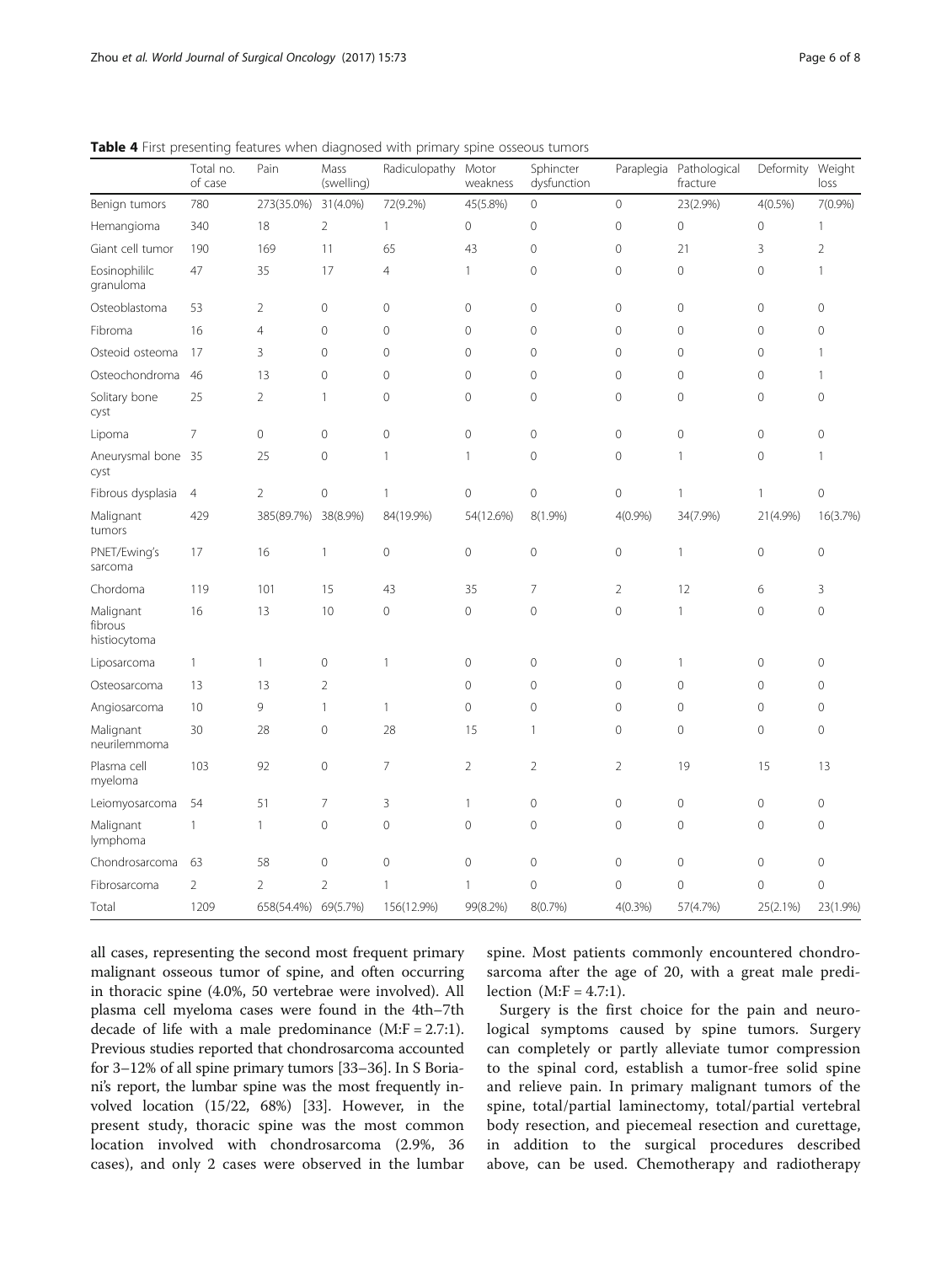**Table 4** First presenting features when diagnosed with primary spine osseous tumors

| | Total no. of case | Pain | Mass (swelling) | Radiculopathy | Motor weakness | Sphincter dysfunction | Paraplegia | Pathological fracture | Deformity | Weight loss |
|---|---|---|---|---|---|---|---|---|---|---|
| Benign tumors | 780 | 273(35.0%) | 31(4.0%) | 72(9.2%) | 45(5.8%) | 0 | 0 | 23(2.9%) | 4(0.5%) | 7(0.9%) |
| Hemangioma | 340 | 18 | 2 | 1 | 0 | 0 | 0 | 0 | 0 | 1 |
| Giant cell tumor | 190 | 169 | 11 | 65 | 43 | 0 | 0 | 21 | 3 | 2 |
| Eosinophililc granuloma | 47 | 35 | 17 | 4 | 1 | 0 | 0 | 0 | 0 | 1 |
| Osteoblastoma | 53 | 2 | 0 | 0 | 0 | 0 | 0 | 0 | 0 | 0 |
| Fibroma | 16 | 4 | 0 | 0 | 0 | 0 | 0 | 0 | 0 | 0 |
| Osteoid osteoma | 17 | 3 | 0 | 0 | 0 | 0 | 0 | 0 | 0 | 1 |
| Osteochondroma | 46 | 13 | 0 | 0 | 0 | 0 | 0 | 0 | 0 | 1 |
| Solitary bone cyst | 25 | 2 | 1 | 0 | 0 | 0 | 0 | 0 | 0 | 0 |
| Lipoma | 7 | 0 | 0 | 0 | 0 | 0 | 0 | 0 | 0 | 0 |
| Aneurysmal bone cyst | 35 | 25 | 0 | 1 | 1 | 0 | 0 | 1 | 0 | 1 |
| Fibrous dysplasia | 4 | 2 | 0 | 1 | 0 | 0 | 0 | 1 | 1 | 0 |
| Malignant tumors | 429 | 385(89.7%) | 38(8.9%) | 84(19.9%) | 54(12.6%) | 8(1.9%) | 4(0.9%) | 34(7.9%) | 21(4.9%) | 16(3.7%) |
| PNET/Ewing's sarcoma | 17 | 16 | 1 | 0 | 0 | 0 | 0 | 1 | 0 | 0 |
| Chordoma | 119 | 101 | 15 | 43 | 35 | 7 | 2 | 12 | 6 | 3 |
| Malignant fibrous histiocytoma | 16 | 13 | 10 | 0 | 0 | 0 | 0 | 1 | 0 | 0 |
| Liposarcoma | 1 | 1 | 0 | 1 | 0 | 0 | 0 | 1 | 0 | 0 |
| Osteosarcoma | 13 | 13 | 2 | | 0 | 0 | 0 | 0 | 0 | 0 |
| Angiosarcoma | 10 | 9 | 1 | 1 | 0 | 0 | 0 | 0 | 0 | 0 |
| Malignant neurilemmoma | 30 | 28 | 0 | 28 | 15 | 1 | 0 | 0 | 0 | 0 |
| Plasma cell myeloma | 103 | 92 | 0 | 7 | 2 | 2 | 2 | 19 | 15 | 13 |
| Leiomyosarcoma | 54 | 51 | 7 | 3 | 1 | 0 | 0 | 0 | 0 | 0 |
| Malignant lymphoma | 1 | 1 | 0 | 0 | 0 | 0 | 0 | 0 | 0 | 0 |
| Chondrosarcoma | 63 | 58 | 0 | 0 | 0 | 0 | 0 | 0 | 0 | 0 |
| Fibrosarcoma | 2 | 2 | 2 | 1 | 1 | 0 | 0 | 0 | 0 | 0 |
| Total | 1209 | 658(54.4%) | 69(5.7%) | 156(12.9%) | 99(8.2%) | 8(0.7%) | 4(0.3%) | 57(4.7%) | 25(2.1%) | 23(1.9%) |

all cases, representing the second most frequent primary malignant osseous tumor of spine, and often occurring in thoracic spine (4.0%, 50 vertebrae were involved). All plasma cell myeloma cases were found in the 4th–7th decade of life with a male predominance (M:F = 2.7:1). Previous studies reported that chondrosarcoma accounted for 3–12% of all spine primary tumors [33–36]. In S Boriani's report, the lumbar spine was the most frequently involved location (15/22, 68%) [33]. However, in the present study, thoracic spine was the most common location involved with chondrosarcoma (2.9%, 36 cases), and only 2 cases were observed in the lumbar spine. Most patients commonly encountered chondrosarcoma after the age of 20, with a great male predilection (M:F = 4.7:1).

Surgery is the first choice for the pain and neurological symptoms caused by spine tumors. Surgery can completely or partly alleviate tumor compression to the spinal cord, establish a tumor-free solid spine and relieve pain. In primary malignant tumors of the spine, total/partial laminectomy, total/partial vertebral body resection, and piecemeal resection and curettage, in addition to the surgical procedures described above, can be used. Chemotherapy and radiotherapy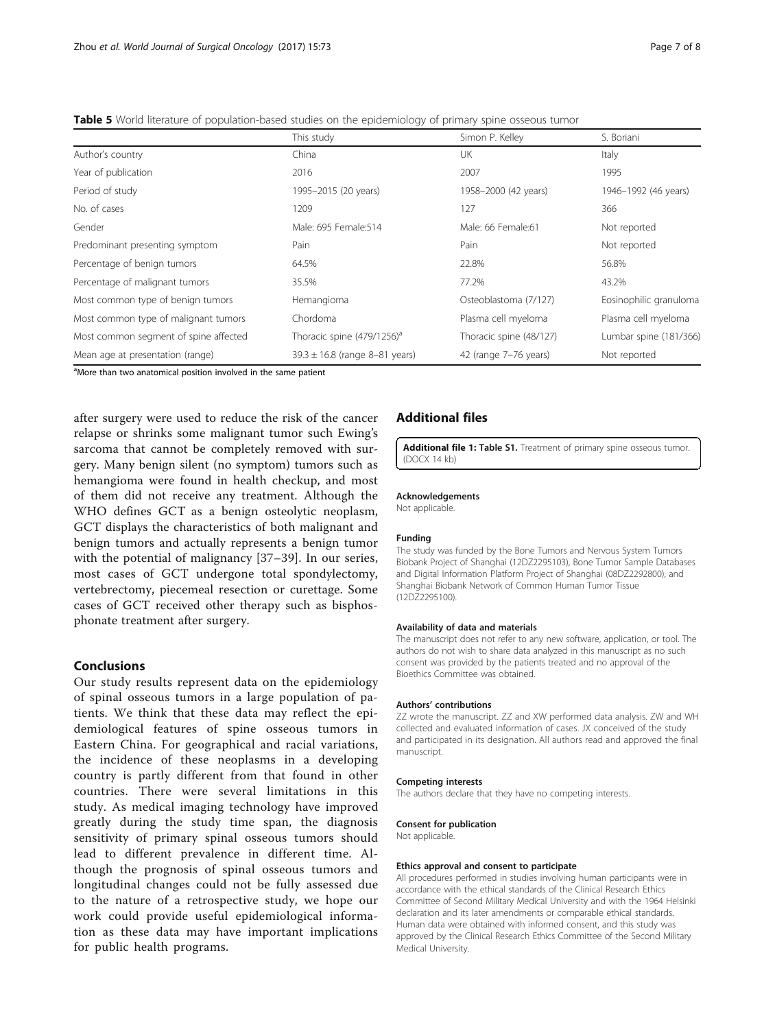**Table 5** World literature of population-based studies on the epidemiology of primary spine osseous tumor

| | This study | Simon P. Kelley | S. Boriani |
|---|---|---|---|
| Author's country | China | UK | Italy |
| Year of publication | 2016 | 2007 | 1995 |
| Period of study | 1995–2015 (20 years) | 1958–2000 (42 years) | 1946–1992 (46 years) |
| No. of cases | 1209 | 127 | 366 |
| Gender | Male: 695 Female:514 | Male: 66 Female:61 | Not reported |
| Predominant presenting symptom | Pain | Pain | Not reported |
| Percentage of benign tumors | 64.5% | 22.8% | 56.8% |
| Percentage of malignant tumors | 35.5% | 77.2% | 43.2% |
| Most common type of benign tumors | Hemangioma | Osteoblastoma (7/127) | Eosinophilic granuloma |
| Most common type of malignant tumors | Chordoma | Plasma cell myeloma | Plasma cell myeloma |
| Most common segment of spine affected | Thoracic spine (479/1256)[a] | Thoracic spine (48/127) | Lumbar spine (181/366) |
| Mean age at presentation (range) | 39.3 ± 16.8 (range 8–81 years) | 42 (range 7–76 years) | Not reported |

[a]More than two anatomical position involved in the same patient

after surgery were used to reduce the risk of the cancer relapse or shrinks some malignant tumor such Ewing's sarcoma that cannot be completely removed with surgery. Many benign silent (no symptom) tumors such as hemangioma were found in health checkup, and most of them did not receive any treatment. Although the WHO defines GCT as a benign osteolytic neoplasm, GCT displays the characteristics of both malignant and benign tumors and actually represents a benign tumor with the potential of malignancy [37–39]. In our series, most cases of GCT undergone total spondylectomy, vertebrectomy, piecemeal resection or curettage. Some cases of GCT received other therapy such as bisphosphonate treatment after surgery.

## Conclusions

Our study results represent data on the epidemiology of spinal osseous tumors in a large population of patients. We think that these data may reflect the epidemiological features of spine osseous tumors in Eastern China. For geographical and racial variations, the incidence of these neoplasms in a developing country is partly different from that found in other countries. There were several limitations in this study. As medical imaging technology have improved greatly during the study time span, the diagnosis sensitivity of primary spinal osseous tumors should lead to different prevalence in different time. Although the prognosis of spinal osseous tumors and longitudinal changes could not be fully assessed due to the nature of a retrospective study, we hope our work could provide useful epidemiological information as these data may have important implications for public health programs.

## Additional files

**Additional file 1: Table S1.** Treatment of primary spine osseous tumor. (DOCX 14 kb)

#### Acknowledgements

Not applicable.

#### Funding

The study was funded by the Bone Tumors and Nervous System Tumors Biobank Project of Shanghai (12DZ2295103), Bone Tumor Sample Databases and Digital Information Platform Project of Shanghai (08DZ2292800), and Shanghai Biobank Network of Common Human Tumor Tissue (12DZ2295100).

#### Availability of data and materials

The manuscript does not refer to any new software, application, or tool. The authors do not wish to share data analyzed in this manuscript as no such consent was provided by the patients treated and no approval of the Bioethics Committee was obtained.

#### Authors' contributions

ZZ wrote the manuscript. ZZ and XW performed data analysis. ZW and WH collected and evaluated information of cases. JX conceived of the study and participated in its designation. All authors read and approved the final manuscript.

#### Competing interests

The authors declare that they have no competing interests.

#### Consent for publication

Not applicable.

#### Ethics approval and consent to participate

All procedures performed in studies involving human participants were in accordance with the ethical standards of the Clinical Research Ethics Committee of Second Military Medical University and with the 1964 Helsinki declaration and its later amendments or comparable ethical standards. Human data were obtained with informed consent, and this study was approved by the Clinical Research Ethics Committee of the Second Military Medical University.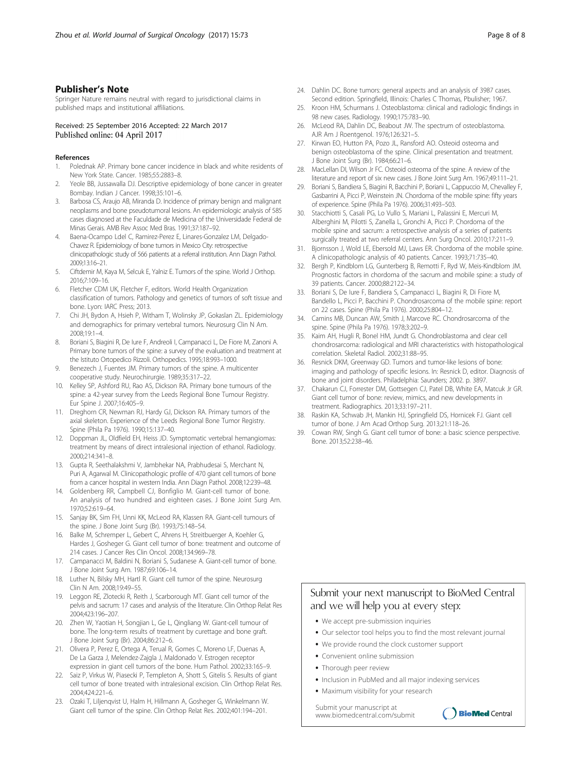## Publisher's Note

Springer Nature remains neutral with regard to jurisdictional claims in published maps and institutional affiliations.

Received: 25 September 2016 Accepted: 22 March 2017
Published online: 04 April 2017

## References

1. Polednak AP. Primary bone cancer incidence in black and white residents of New York State. Cancer. 1985;55:2883–8.
2. Yeole BB, Jussawalla DJ. Descriptive epidemiology of bone cancer in greater Bombay. Indian J Cancer. 1998;35:101–6.
3. Barbosa CS, Araujo AB, Miranda D. Incidence of primary benign and malignant neoplasms and bone pseudotumoral lesions. An epidemiologic analysis of 585 cases diagnosed at the Faculdade de Medicina of the Universidade Federal de Minas Gerais. AMB Rev Assoc Med Bras. 1991;37:187–92.
4. Baena-Ocampo Ldel C, Ramirez-Perez E, Linares-Gonzalez LM, Delgado-Chavez R. Epidemiology of bone tumors in Mexico City: retrospective clinicopathologic study of 566 patients at a referral institution. Ann Diagn Pathol. 2009;13:16–21.
5. Ciftdemir M, Kaya M, Selcuk E, Yalniz E. Tumors of the spine. World J Orthop. 2016;7:109–16.
6. Fletcher CDM UK, Fletcher F, editors. World Health Organization classification of tumors. Pathology and genetics of tumors of soft tissue and bone. Lyon: IARC Press; 2013.
7. Chi JH, Bydon A, Hsieh P, Witham T, Wolinsky JP, Gokaslan ZL. Epidemiology and demographics for primary vertebral tumors. Neurosurg Clin N Am. 2008;19:1–4.
8. Boriani S, Biagini R, De Iure F, Andreoli I, Campanacci L, De Fiore M, Zanoni A. Primary bone tumors of the spine: a survey of the evaluation and treatment at the Istituto Ortopedico Rizzoli. Orthopedics. 1995;18:993–1000.
9. Benezech J, Fuentes JM. Primary tumors of the spine. A multicenter cooperative study. Neurochirurgie. 1989;35:317–22.
10. Kelley SP, Ashford RU, Rao AS, Dickson RA. Primary bone tumours of the spine: a 42-year survey from the Leeds Regional Bone Tumour Registry. Eur Spine J. 2007;16:405–9.
11. Dreghorn CR, Newman RJ, Hardy GJ, Dickson RA. Primary tumors of the axial skeleton. Experience of the Leeds Regional Bone Tumor Registry. Spine (Phila Pa 1976). 1990;15:137–40.
12. Doppman JL, Oldfield EH, Heiss JD. Symptomatic vertebral hemangiomas: treatment by means of direct intralesional injection of ethanol. Radiology. 2000;214:341–8.
13. Gupta R, Seethalakshmi V, Jambhekar NA, Prabhudesai S, Merchant N, Puri A, Agarwal M. Clinicopathologic profile of 470 giant cell tumors of bone from a cancer hospital in western India. Ann Diagn Pathol. 2008;12:239–48.
14. Goldenberg RR, Campbell CJ, Bonfiglio M. Giant-cell tumor of bone. An analysis of two hundred and eighteen cases. J Bone Joint Surg Am. 1970;52:619–64.
15. Sanjay BK, Sim FH, Unni KK, McLeod RA, Klassen RA. Giant-cell tumours of the spine. J Bone Joint Surg (Br). 1993;75:148–54.
16. Balke M, Schremper L, Gebert C, Ahrens H, Streitbuerger A, Koehler G, Hardes J, Gosheger G. Giant cell tumor of bone: treatment and outcome of 214 cases. J Cancer Res Clin Oncol. 2008;134:969–78.
17. Campanacci M, Baldini N, Boriani S, Sudanese A. Giant-cell tumor of bone. J Bone Joint Surg Am. 1987;69:106–14.
18. Luther N, Bilsky MH, Hartl R. Giant cell tumor of the spine. Neurosurg Clin N Am. 2008;19:49–55.
19. Leggon RE, Zlotecki R, Reith J, Scarborough MT. Giant cell tumor of the pelvis and sacrum: 17 cases and analysis of the literature. Clin Orthop Relat Res 2004;423:196–207.
20. Zhen W, Yaotian H, Songjian L, Ge L, Qingliang W. Giant-cell tumour of bone. The long-term results of treatment by curettage and bone graft. J Bone Joint Surg (Br). 2004;86:212–6.
21. Olivera P, Perez E, Ortega A, Terual R, Gomes C, Moreno LF, Duenas A, De La Garza J, Melendez-Zajgla J, Maldonado V. Estrogen receptor expression in giant cell tumors of the bone. Hum Pathol. 2002;33:165–9.
22. Saiz P, Virkus W, Piasecki P, Templeton A, Shott S, Gitelis S. Results of giant cell tumor of bone treated with intralesional excision. Clin Orthop Relat Res. 2004;424:221–6.
23. Ozaki T, Liljenqvist U, Halm H, Hillmann A, Gosheger G, Winkelmann W. Giant cell tumor of the spine. Clin Orthop Relat Res. 2002;401:194–201.
24. Dahlin DC. Bone tumors: general aspects and an analysis of 3987 cases. Second edition. Springfield, Illinois: Charles C Thomas, Pbulisher; 1967.
25. Kroon HM, Schurmans J. Osteoblastoma: clinical and radiologic findings in 98 new cases. Radiology. 1990;175:783–90.
26. McLeod RA, Dahlin DC, Beabout JW. The spectrum of osteoblastoma. AJR Am J Roentgenol. 1976;126:321–5.
27. Kirwan EO, Hutton PA, Pozo JL, Ransford AO. Osteoid osteoma and benign osteoblastoma of the spine. Clinical presentation and treatment. J Bone Joint Surg (Br). 1984;66:21–6.
28. MacLellan DI, Wilson Jr FC. Osteoid osteoma of the spine. A review of the literature and report of six new cases. J Bone Joint Surg Am. 1967;49:111–21.
29. Boriani S, Bandiera S, Biagini R, Bacchini P, Boriani L, Cappuccio M, Chevalley F, Gasbarrini A, Picci P, Weinstein JN. Chordoma of the mobile spine: fifty years of experience. Spine (Phila Pa 1976). 2006;31:493–503.
30. Stacchiotti S, Casali PG, Lo Vullo S, Mariani L, Palassini E, Mercuri M, Alberghini M, Pilotti S, Zanella L, Gronchi A, Picci P. Chordoma of the mobile spine and sacrum: a retrospective analysis of a series of patients surgically treated at two referral centers. Ann Surg Oncol. 2010;17:211–9.
31. Bjornsson J, Wold LE, Ebersold MJ, Laws ER. Chordoma of the mobile spine. A clinicopathologic analysis of 40 patients. Cancer. 1993;71:735–40.
32. Bergh P, Kindblom LG, Gunterberg B, Remotti F, Ryd W, Meis-Kindblom JM. Prognostic factors in chordoma of the sacrum and mobile spine: a study of 39 patients. Cancer. 2000;88:2122–34.
33. Boriani S, De Iure F, Bandiera S, Campanacci L, Biagini R, Di Fiore M, Bandello L, Picci P, Bacchini P. Chondrosarcoma of the mobile spine: report on 22 cases. Spine (Phila Pa 1976). 2000;25:804–12.
34. Camins MB, Duncan AW, Smith J, Marcove RC. Chondrosarcoma of the spine. Spine (Phila Pa 1976). 1978;3:202–9.
35. Kaim AH, Hugli R, Bonel HM, Jundt G. Chondroblastoma and clear cell chondrosarcoma: radiological and MRI characteristics with histopathological correlation. Skeletal Radiol. 2002;31:88–95.
36. Resnick DKM, Greenway GD. Tumors and tumor-like lesions of bone: imaging and pathology of specific lesions. In: Resnick D, editor. Diagnosis of bone and joint disorders. Philadelphia: Saunders; 2002. p. 3897.
37. Chakarun CJ, Forrester DM, Gottsegen CJ, Patel DB, White EA, Matcuk Jr GR. Giant cell tumor of bone: review, mimics, and new developments in treatment. Radiographics. 2013;33:197–211.
38. Raskin KA, Schwab JH, Mankin HJ, Springfield DS, Hornicek FJ. Giant cell tumor of bone. J Am Acad Orthop Surg. 2013;21:118–26.
39. Cowan RW, Singh G. Giant cell tumor of bone: a basic science perspective. Bone. 2013;52:238–46.

Submit your next manuscript to BioMed Central and we will help you at every step:

- We accept pre-submission inquiries
- Our selector tool helps you to find the most relevant journal
- We provide round the clock customer support
- Convenient online submission
- Thorough peer review
- Inclusion in PubMed and all major indexing services
- Maximum visibility for your research

Submit your manuscript at
www.biomedcentral.com/submit

BioMed Central